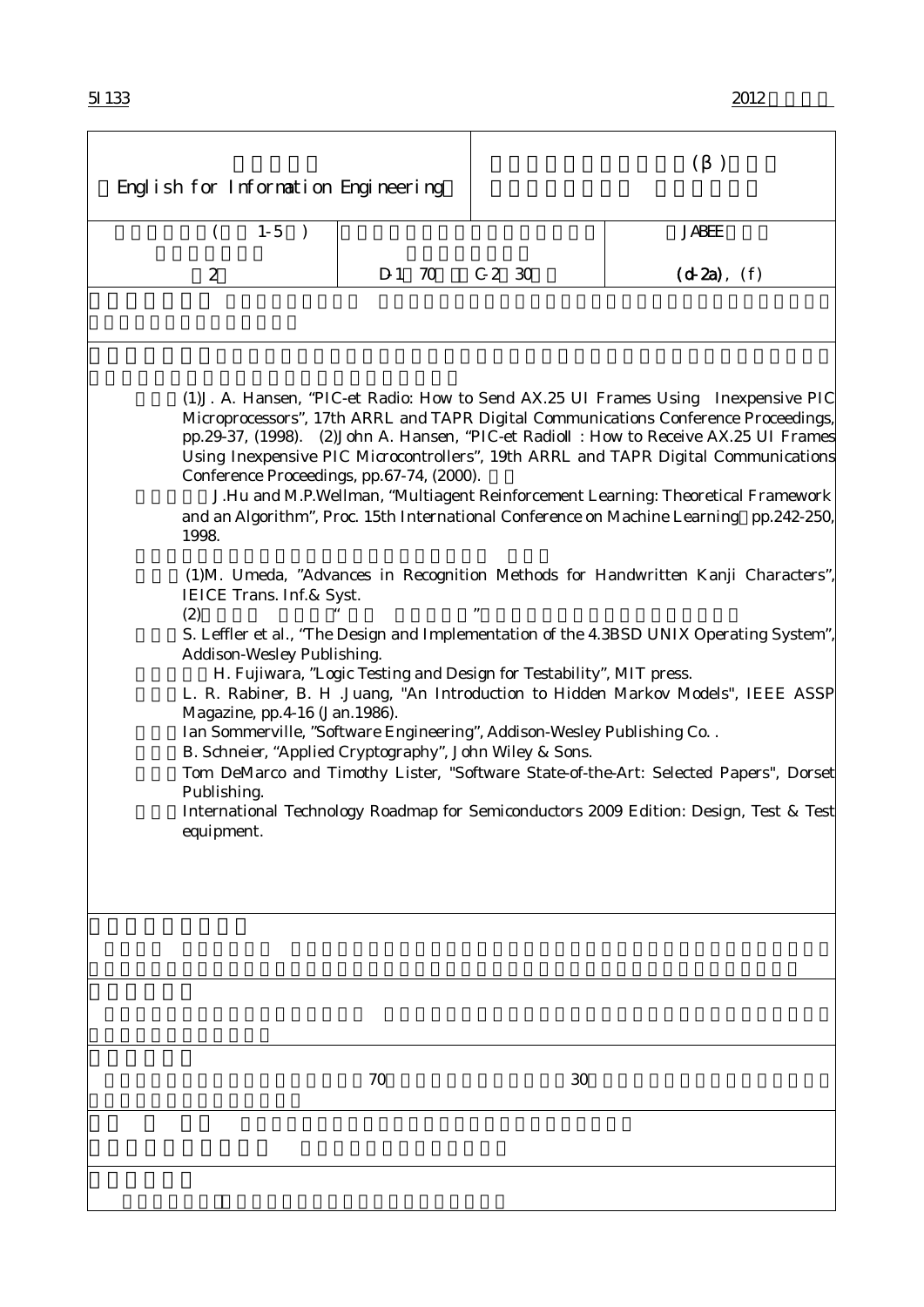5I 133　　　　　　　　　　　　　　　　　　　　　　　　　　　　　　　　　　　　　　　　2012

| English for Information Engineering | (β) | |
|---|---|---|
| ( 1-5 ) | | JABEE |
| 2 | D-1 70 C-2 30 | (d-2a), (f) |

(1)J. A. Hansen, "PIC-et Radio: How to Send AX.25 UI Frames Using Inexpensive PIC Microprocessors", 17th ARRL and TAPR Digital Communications Conference Proceedings, pp.29-37, (1998). (2)John A. Hansen, "PIC-et RadioII : How to Receive AX.25 UI Frames Using Inexpensive PIC Microcontrollers", 19th ARRL and TAPR Digital Communications Conference Proceedings, pp.67-74, (2000).

J.Hu and M.P.Wellman, "Multiagent Reinforcement Learning: Theoretical Framework and an Algorithm", Proc. 15th International Conference on Machine Learning pp.242-250, 1998.

(1)M. Umeda, "Advances in Recognition Methods for Handwritten Kanji Characters", IEICE Trans. Inf.& Syst.

(2) " "

S. Leffler et al., "The Design and Implementation of the 4.3BSD UNIX Operating System", Addison-Wesley Publishing.

H. Fujiwara, "Logic Testing and Design for Testability", MIT press.

L. R. Rabiner, B. H .Juang, "An Introduction to Hidden Markov Models", IEEE ASSP Magazine, pp.4-16 (Jan.1986).

Ian Sommerville, "Software Engineering", Addison-Wesley Publishing Co. .

B. Schneier, "Applied Cryptography", John Wiley & Sons.

Tom DeMarco and Timothy Lister, "Software State-of-the-Art: Selected Papers", Dorset Publishing.

International Technology Roadmap for Semiconductors 2009 Edition: Design, Test & Test equipment.

70 30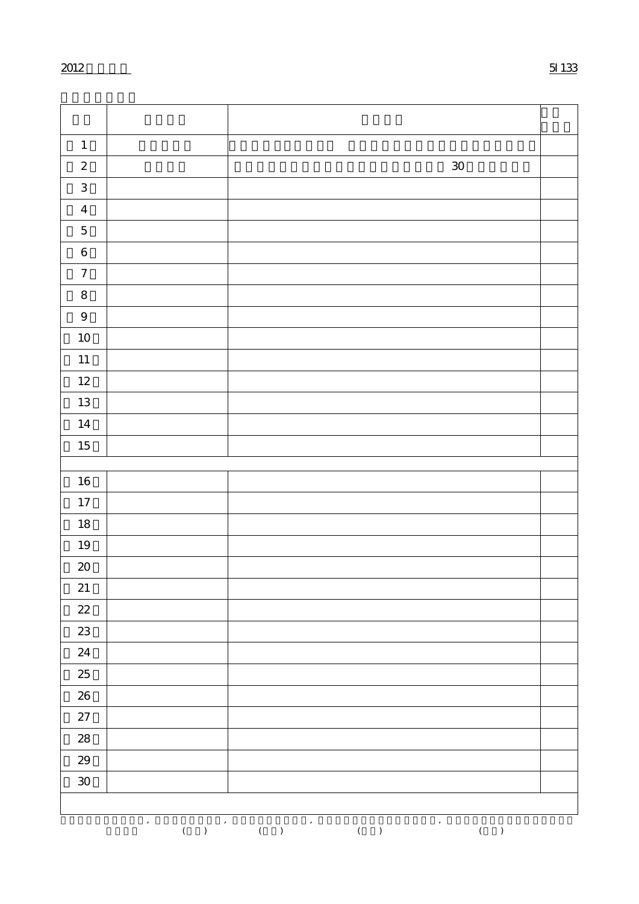| | | | |
|---|---|---|---|
| 1 | | | |
| 2 | | 30 | |
| 3 | | | |
| 4 | | | |
| 5 | | | |
| 6 | | | |
| 7 | | | |
| 8 | | | |
| 9 | | | |
| 10 | | | |
| 11 | | | |
| 12 | | | |
| 13 | | | |
| 14 | | | |
| 15 | | | |
| 16 | | | |
| 17 | | | |
| 18 | | | |
| 19 | | | |
| 20 | | | |
| 21 | | | |
| 22 | | | |
| 23 | | | |
| 24 | | | |
| 25 | | | |
| 26 | | | |
| 27 | | | |
| 28 | | | |
| 29 | | | |
| 30 | | | |